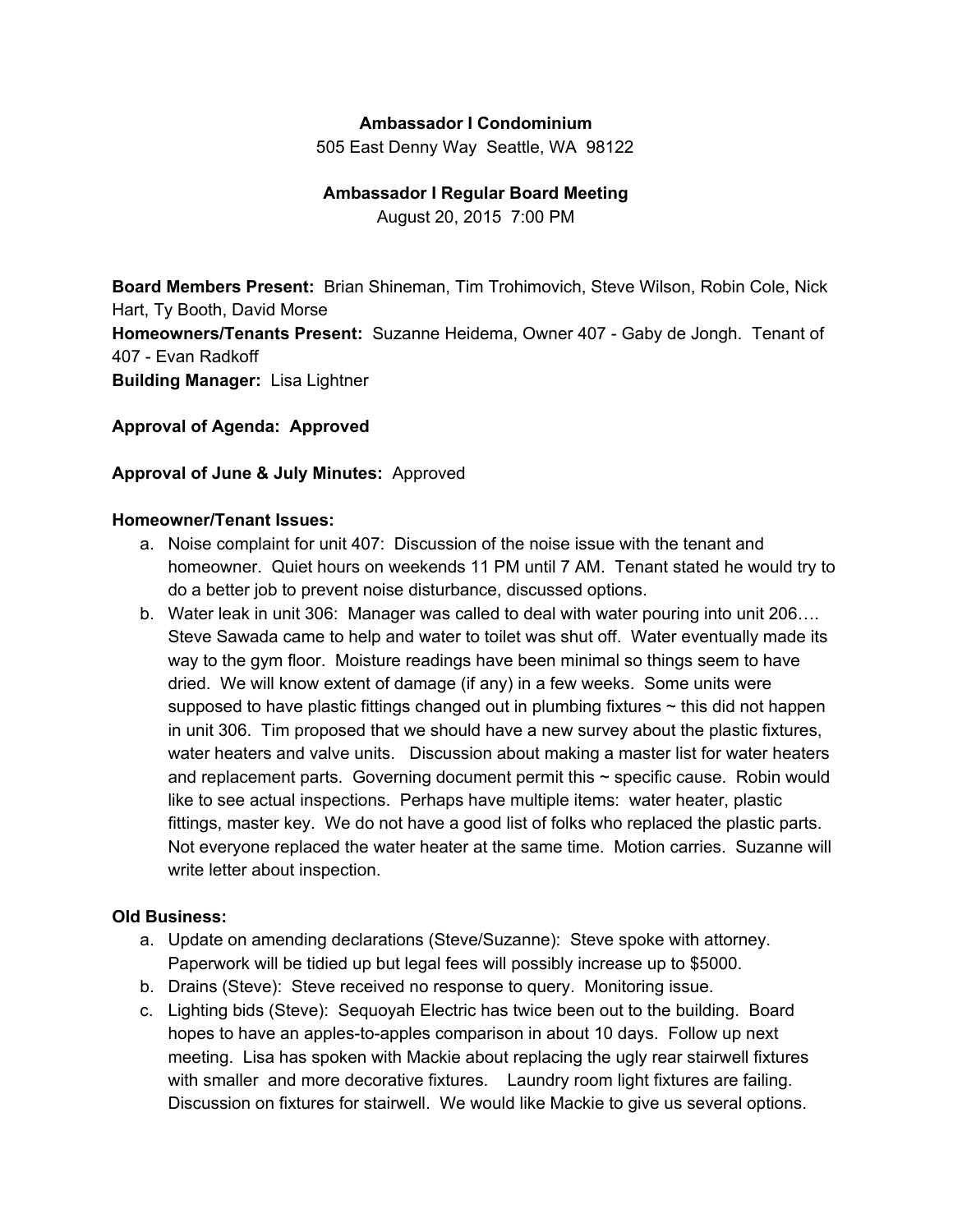**Ambassador I Condominium**

505 East Denny Way  Seattle, WA  98122

**Ambassador I Regular Board Meeting**

August 20, 2015  7:00 PM

**Board Members Present:** Brian Shineman, Tim Trohimovich, Steve Wilson, Robin Cole, Nick Hart, Ty Booth, David Morse

**Homeowners/Tenants Present:** Suzanne Heidema, Owner 407 - Gaby de Jongh. Tenant of 407 - Evan Radkoff

**Building Manager:** Lisa Lightner

**Approval of Agenda: Approved**

**Approval of June & July Minutes:** Approved

**Homeowner/Tenant Issues:**

a. Noise complaint for unit 407: Discussion of the noise issue with the tenant and homeowner. Quiet hours on weekends 11 PM until 7 AM. Tenant stated he would try to do a better job to prevent noise disturbance, discussed options.
b. Water leak in unit 306: Manager was called to deal with water pouring into unit 206…. Steve Sawada came to help and water to toilet was shut off. Water eventually made its way to the gym floor. Moisture readings have been minimal so things seem to have dried. We will know extent of damage (if any) in a few weeks. Some units were supposed to have plastic fittings changed out in plumbing fixtures ~ this did not happen in unit 306. Tim proposed that we should have a new survey about the plastic fixtures, water heaters and valve units. Discussion about making a master list for water heaters and replacement parts. Governing document permit this ~ specific cause. Robin would like to see actual inspections. Perhaps have multiple items: water heater, plastic fittings, master key. We do not have a good list of folks who replaced the plastic parts. Not everyone replaced the water heater at the same time. Motion carries. Suzanne will write letter about inspection.

**Old Business:**

a. Update on amending declarations (Steve/Suzanne): Steve spoke with attorney. Paperwork will be tidied up but legal fees will possibly increase up to $5000.
b. Drains (Steve): Steve received no response to query. Monitoring issue.
c. Lighting bids (Steve): Sequoyah Electric has twice been out to the building. Board hopes to have an apples-to-apples comparison in about 10 days. Follow up next meeting. Lisa has spoken with Mackie about replacing the ugly rear stairwell fixtures with smaller and more decorative fixtures. Laundry room light fixtures are failing. Discussion on fixtures for stairwell. We would like Mackie to give us several options.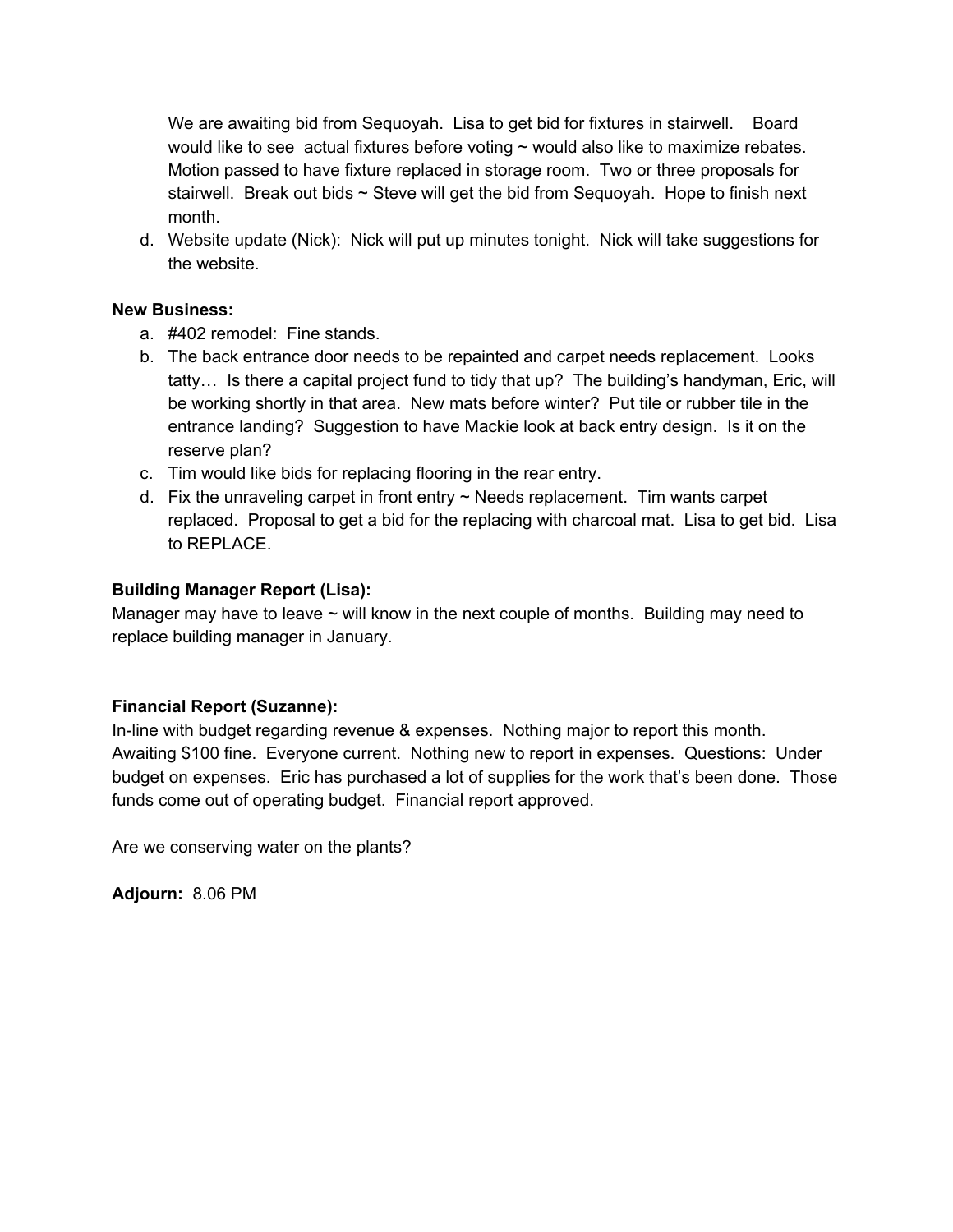We are awaiting bid from Sequoyah. Lisa to get bid for fixtures in stairwell. Board would like to see actual fixtures before voting ~ would also like to maximize rebates. Motion passed to have fixture replaced in storage room. Two or three proposals for stairwell. Break out bids ~ Steve will get the bid from Sequoyah. Hope to finish next month.

d. Website update (Nick): Nick will put up minutes tonight. Nick will take suggestions for the website.

**New Business:**

a. #402 remodel: Fine stands.
b. The back entrance door needs to be repainted and carpet needs replacement. Looks tatty… Is there a capital project fund to tidy that up? The building's handyman, Eric, will be working shortly in that area. New mats before winter? Put tile or rubber tile in the entrance landing? Suggestion to have Mackie look at back entry design. Is it on the reserve plan?
c. Tim would like bids for replacing flooring in the rear entry.
d. Fix the unraveling carpet in front entry ~ Needs replacement. Tim wants carpet replaced. Proposal to get a bid for the replacing with charcoal mat. Lisa to get bid. Lisa to REPLACE.

**Building Manager Report (Lisa):**

Manager may have to leave ~ will know in the next couple of months. Building may need to replace building manager in January.

**Financial Report (Suzanne):**

In-line with budget regarding revenue & expenses. Nothing major to report this month. Awaiting $100 fine. Everyone current. Nothing new to report in expenses. Questions: Under budget on expenses. Eric has purchased a lot of supplies for the work that's been done. Those funds come out of operating budget. Financial report approved.

Are we conserving water on the plants?

**Adjourn:** 8.06 PM